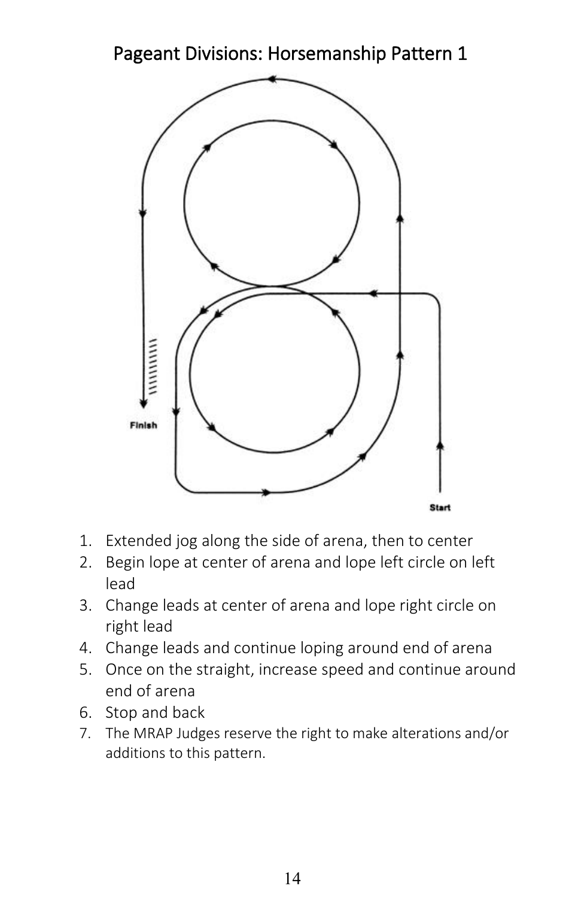# Pageant Divisions: Horsemanship Pattern 1

Finish

Start

1. Extended jog along the side of arena, then to center
2. Begin lope at center of arena and lope left circle on left lead
3. Change leads at center of arena and lope right circle on right lead
4. Change leads and continue loping around end of arena
5. Once on the straight, increase speed and continue around end of arena
6. Stop and back
7. The MRAP Judges reserve the right to make alterations and/or additions to this pattern.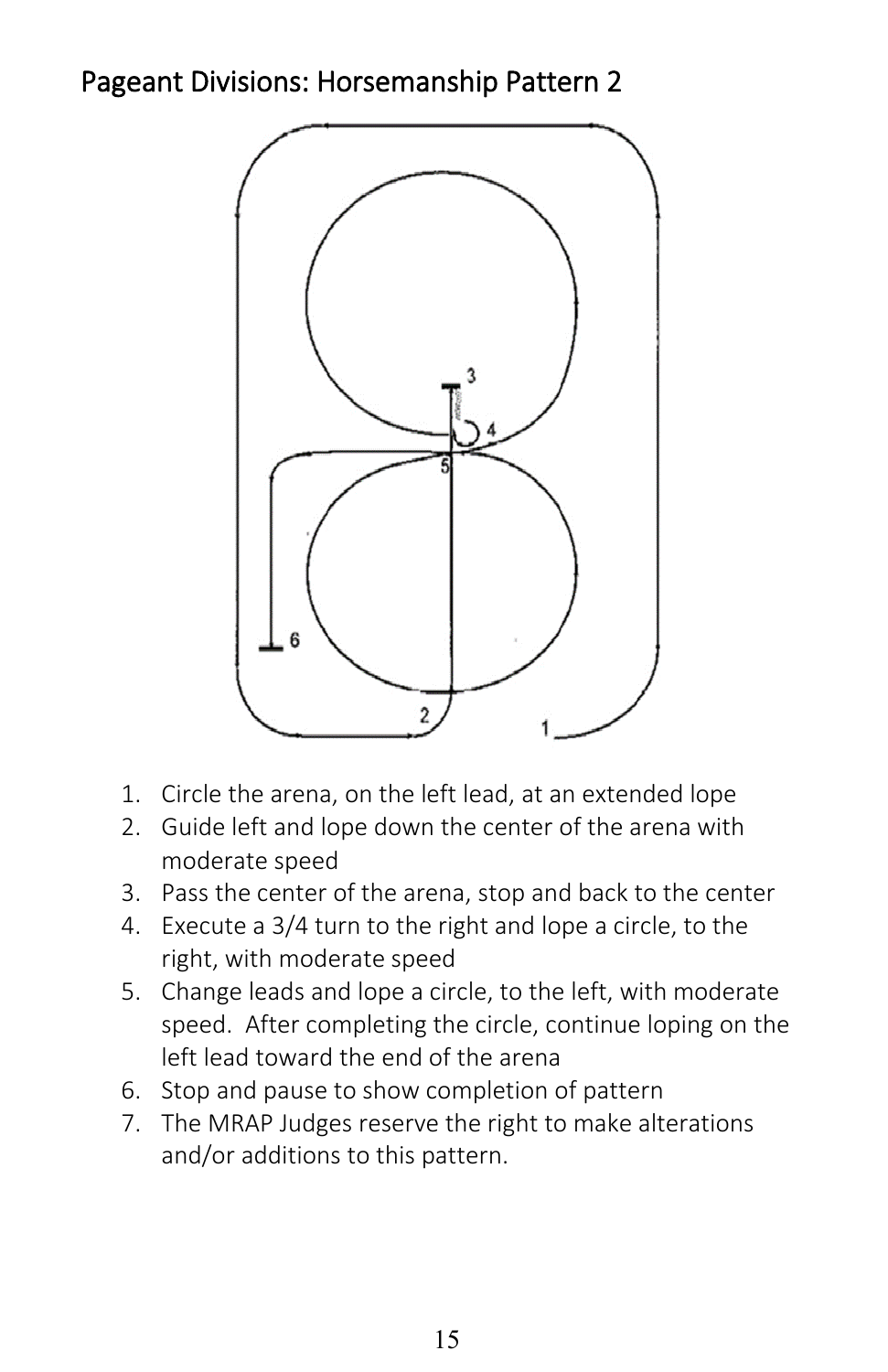## Pageant Divisions: Horsemanship Pattern 2

1. Circle the arena, on the left lead, at an extended lope
2. Guide left and lope down the center of the arena with moderate speed
3. Pass the center of the arena, stop and back to the center
4. Execute a 3/4 turn to the right and lope a circle, to the right, with moderate speed
5. Change leads and lope a circle, to the left, with moderate speed. After completing the circle, continue loping on the left lead toward the end of the arena
6. Stop and pause to show completion of pattern
7. The MRAP Judges reserve the right to make alterations and/or additions to this pattern.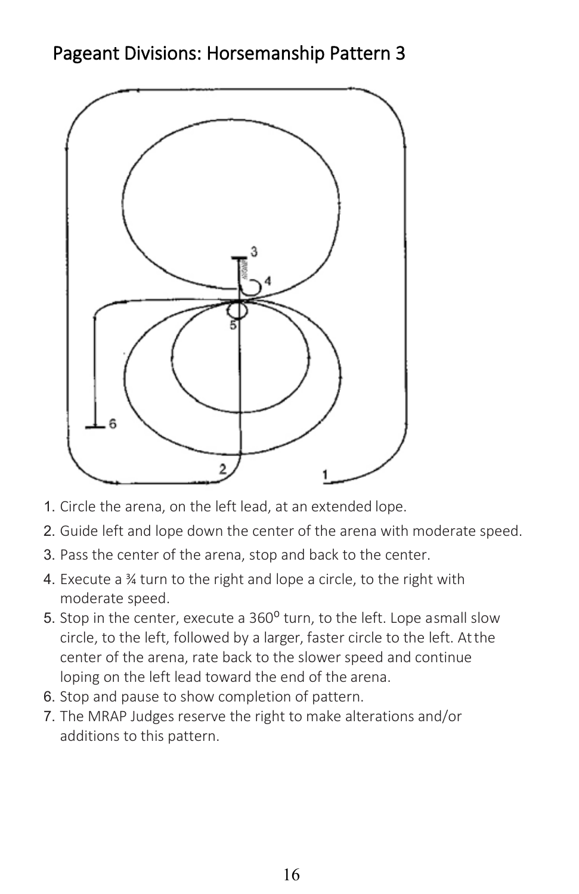## Pageant Divisions: Horsemanship Pattern 3

3

4

5

6

2

1

1. Circle the arena, on the left lead, at an extended lope.
2. Guide left and lope down the center of the arena with moderate speed.
3. Pass the center of the arena, stop and back to the center.
4. Execute a ¾ turn to the right and lope a circle, to the right with moderate speed.
5. Stop in the center, execute a 360° turn, to the left. Lope a small slow circle, to the left, followed by a larger, faster circle to the left. At the center of the arena, rate back to the slower speed and continue loping on the left lead toward the end of the arena.
6. Stop and pause to show completion of pattern.
7. The MRAP Judges reserve the right to make alterations and/or additions to this pattern.